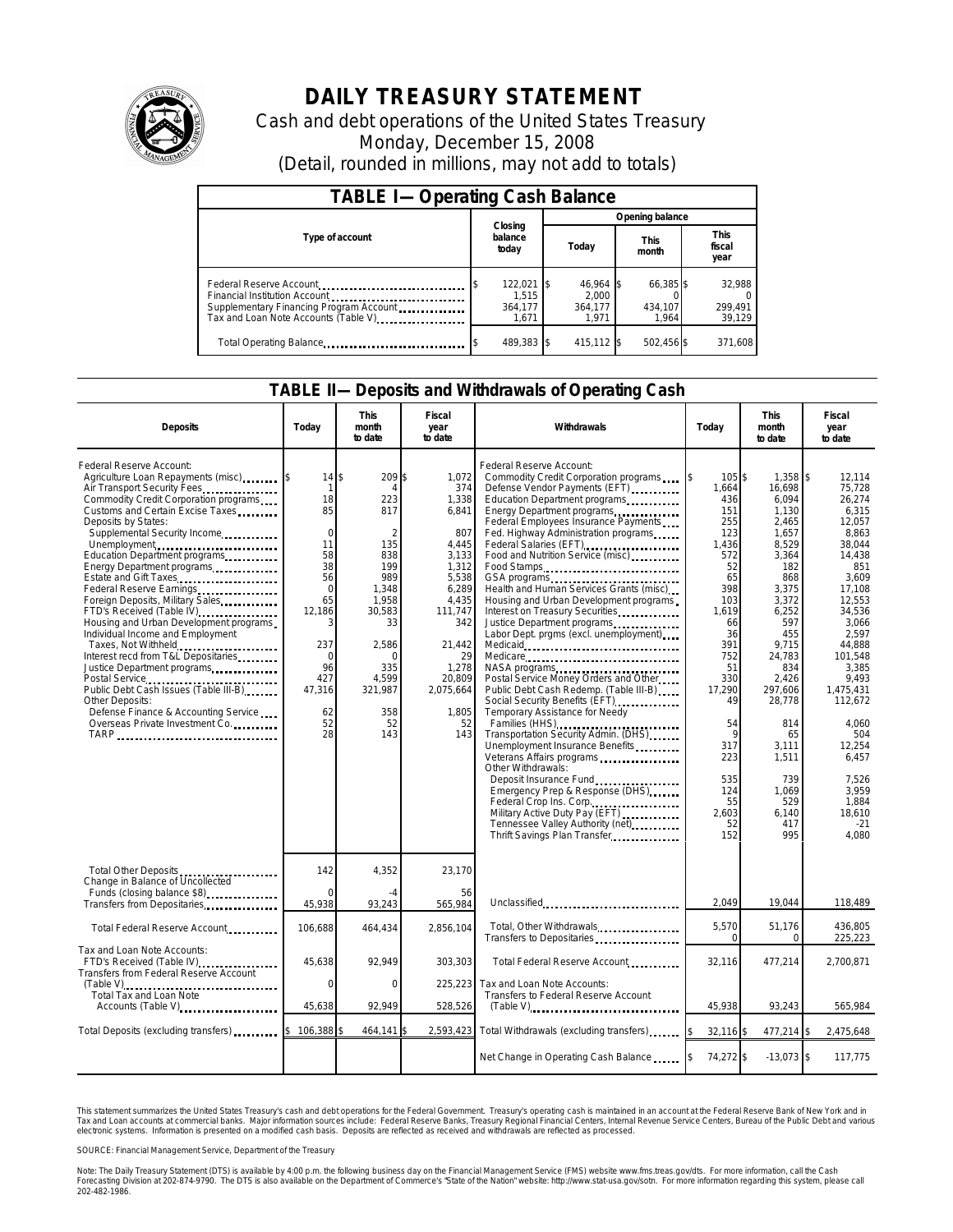# DAILY TREASURY STATEMENT

Cash and debt operations of the United States Treasury

Monday, December 15, 2008

(Detail, rounded in millions, may not add to totals)

## TABLE I— Operating Cash Balance

| Type of account | Closing balance today | Opening balance Today | Opening balance This month | Opening balance This fiscal year |
|---|---|---|---|---|
| Federal Reserve Account | $ 122,021 | $ 46,964 | $ 66,385 | $ 32,988 |
| Financial Institution Account | 1,515 | 2,000 | 0 | 0 |
| Supplementary Financing Program Account | 364,177 | 364,177 | 434,107 | 299,491 |
| Tax and Loan Note Accounts (Table V) | 1,671 | 1,971 | 1,964 | 39,129 |
| Total Operating Balance | $ 489,383 | $ 415,112 | $ 502,456 | $ 371,608 |

## TABLE II— Deposits and Withdrawals of Operating Cash

| Deposits | Today | This month to date | Fiscal year to date |
|---|---|---|---|
| Federal Reserve Account: | | | |
| Agriculture Loan Repayments (misc) | $ 14 | $ 209 | $ 1,072 |
| Air Transport Security Fees | 1 | 4 | 374 |
| Commodity Credit Corporation programs | 18 | 223 | 1,338 |
| Customs and Certain Excise Taxes | 85 | 817 | 6,841 |
| Deposits by States: | | | |
| Supplemental Security Income | 0 | 2 | 807 |
| Unemployment | 11 | 135 | 4,445 |
| Education Department programs | 58 | 838 | 3,133 |
| Energy Department programs | 38 | 199 | 1,312 |
| Estate and Gift Taxes | 56 | 989 | 5,538 |
| Federal Reserve Earnings | 0 | 1,348 | 6,289 |
| Foreign Deposits, Military Sales | 65 | 1,958 | 4,435 |
| FTD's Received (Table IV) | 12,186 | 30,583 | 111,747 |
| Housing and Urban Development programs | 3 | 33 | 342 |
| Individual Income and Employment Taxes, Not Withheld | 237 | 2,586 | 21,442 |
| Interest recd from T&L Depositaries | 0 | 0 | 29 |
| Justice Department programs | 96 | 335 | 1,278 |
| Postal Service | 427 | 4,599 | 20,809 |
| Public Debt Cash Issues (Table III-B) | 47,316 | 321,987 | 2,075,664 |
| Other Deposits: | | | |
| Defense Finance & Accounting Service | 62 | 358 | 1,805 |
| Overseas Private Investment Co. | 52 | 52 | 52 |
| TARP | 28 | 143 | 143 |
| Total Other Deposits | 142 | 4,352 | 23,170 |
| Change in Balance of Uncollected Funds (closing balance $8) | 0 | -4 | 56 |
| Transfers from Depositaries | 45,938 | 93,243 | 565,984 |
| Total Federal Reserve Account | 106,688 | 464,434 | 2,856,104 |
| Tax and Loan Note Accounts: | | | |
| FTD's Received (Table IV) | 45,638 | 92,949 | 303,303 |
| Transfers from Federal Reserve Account (Table V) | 0 | 0 | 225,223 |
| Total Tax and Loan Note Accounts (Table V) | 45,638 | 92,949 | 528,526 |
| Total Deposits (excluding transfers) | $ 106,388 | $ 464,141 | $ 2,593,423 |

| Withdrawals | Today | This month to date | Fiscal year to date |
|---|---|---|---|
| Federal Reserve Account: | | | |
| Commodity Credit Corporation programs | $ 105 | $ 1,358 | $ 12,114 |
| Defense Vendor Payments (EFT) | 1,664 | 16,698 | 75,728 |
| Education Department programs | 436 | 6,094 | 26,274 |
| Energy Department programs | 151 | 1,130 | 6,315 |
| Federal Employees Insurance Payments | 255 | 2,465 | 12,057 |
| Fed. Highway Administration programs | 123 | 1,657 | 8,863 |
| Federal Salaries (EFT) | 1,436 | 8,529 | 38,044 |
| Food and Nutrition Service (misc) | 572 | 3,364 | 14,438 |
| Food Stamps | 52 | 182 | 851 |
| GSA programs | 65 | 868 | 3,609 |
| Health and Human Services Grants (misc) | 398 | 3,375 | 17,108 |
| Housing and Urban Development programs | 103 | 3,372 | 12,553 |
| Interest on Treasury Securities | 1,619 | 6,252 | 34,536 |
| Justice Department programs | 66 | 597 | 3,066 |
| Labor Dept. prgms (excl. unemployment) | 36 | 455 | 2,597 |
| Medicaid | 391 | 9,715 | 44,888 |
| Medicare | 752 | 24,783 | 101,548 |
| NASA programs | 51 | 834 | 3,385 |
| Postal Service Money Orders and Other | 330 | 2,426 | 9,493 |
| Public Debt Cash Redemp. (Table III-B) | 17,290 | 297,606 | 1,475,431 |
| Social Security Benefits (EFT) | 49 | 28,778 | 112,672 |
| Temporary Assistance for Needy Families (HHS) | 54 | 814 | 4,060 |
| Transportation Security Admin. (DHS) | 9 | 65 | 504 |
| Unemployment Insurance Benefits | 317 | 3,111 | 12,254 |
| Veterans Affairs programs | 223 | 1,511 | 6,457 |
| Other Withdrawals: | | | |
| Deposit Insurance Fund | 535 | 739 | 7,526 |
| Emergency Prep & Response (DHS) | 124 | 1,069 | 3,959 |
| Federal Crop Ins. Corp. | 55 | 529 | 1,884 |
| Military Active Duty Pay (EFT) | 2,603 | 6,140 | 18,610 |
| Tennessee Valley Authority (net) | 52 | 417 | -21 |
| Thrift Savings Plan Transfer | 152 | 995 | 4,080 |
| Unclassified | 2,049 | 19,044 | 118,489 |
| Total, Other Withdrawals | 5,570 | 51,176 | 436,805 |
| Transfers to Depositaries | 0 | 0 | 225,223 |
| Total Federal Reserve Account | 32,116 | 477,214 | 2,700,871 |
| Tax and Loan Note Accounts: | | | |
| Transfers to Federal Reserve Account (Table V) | 45,938 | 93,243 | 565,984 |
| Total Withdrawals (excluding transfers) | $ 32,116 | $ 477,214 | $ 2,475,648 |
| Net Change in Operating Cash Balance | $ 74,272 | $ -13,073 | $ 117,775 |

This statement summarizes the United States Treasury's cash and debt operations for the Federal Government. Treasury's operating cash is maintained in an account at the Federal Reserve Bank of New York and in Tax and Loan accounts at commercial banks. Major information sources include: Federal Reserve Banks, Treasury Regional Financial Centers, Internal Revenue Service Centers, Bureau of the Public Debt and various electronic systems. Information is presented on a modified cash basis. Deposits are reflected as received and withdrawals are reflected as processed.

SOURCE: Financial Management Service, Department of the Treasury

Note: The Daily Treasury Statement (DTS) is available by 4:00 p.m. the following business day on the Financial Management Service (FMS) website www.fms.treas.gov/dts. For more information, call the Cash Forecasting Division at 202-874-9790. The DTS is also available on the Department of Commerce's "State of the Nation" website: http://www.stat-usa.gov/sotn. For more information regarding this system, please call 202-482-1986.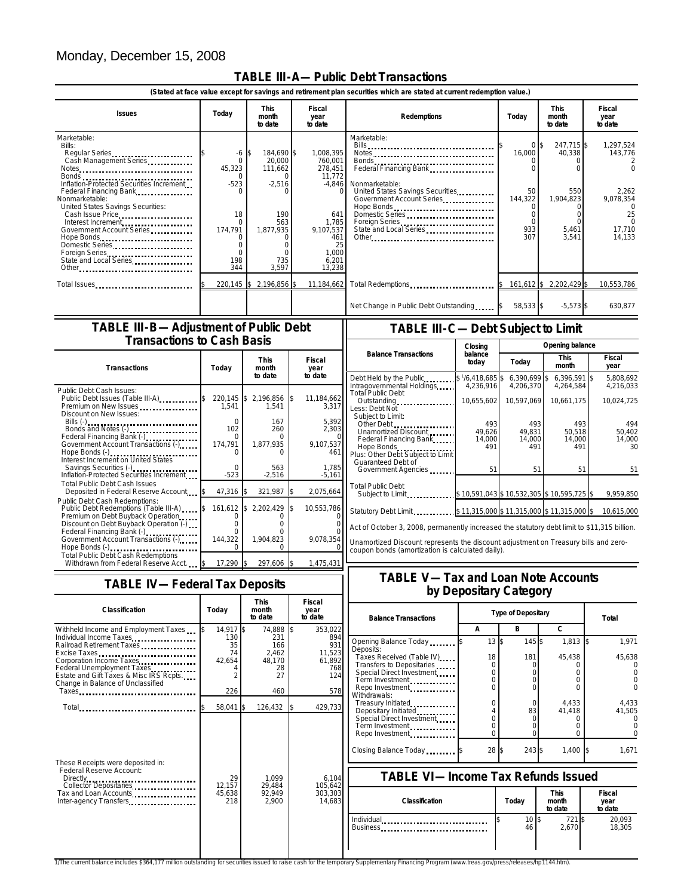Monday, December 15, 2008

## TABLE III-A— Public Debt Transactions

(Stated at face value except for savings and retirement plan securities which are stated at current redemption value.)

| Issues | Today | This month to date | Fiscal year to date |
|---|---|---|---|
| Marketable: | | | |
| Bills: | | | |
| Regular Series | $ -6 | $ 184,690 | $ 1,008,395 |
| Cash Management Series | 0 | 20,000 | 760,001 |
| Notes | 45,323 | 111,662 | 278,451 |
| Bonds | 0 | 0 | 11,772 |
| Inflation-Protected Securities Increment | -523 | -2,516 | -4,846 |
| Federal Financing Bank | 0 | 0 | 0 |
| Nonmarketable: | | | |
| United States Savings Securities: | | | |
| Cash Issue Price | 18 | 190 | 641 |
| Interest Increment | 0 | 563 | 1,785 |
| Government Account Series | 174,791 | 1,877,935 | 9,107,537 |
| Hope Bonds | 0 | 0 | 461 |
| Domestic Series | 0 | 0 | 25 |
| Foreign Series | 0 | 0 | 1,000 |
| State and Local Series | 198 | 735 | 6,201 |
| Other | 344 | 3,597 | 13,238 |
| Total Issues | $ 220,145 | $ 2,196,856 | $ 11,184,662 |

| Redemptions | Today | This month to date | Fiscal year to date |
|---|---|---|---|
| Marketable: | | | |
| Bills | $ 0 | $ 247,715 | $ 1,297,524 |
| Notes | 16,000 | 40,338 | 143,776 |
| Bonds | 0 | 0 | 2 |
| Federal Financing Bank | 0 | 0 | 0 |
| Nonmarketable: | | | |
| United States Savings Securities | 50 | 550 | 2,262 |
| Government Account Series | 144,322 | 1,904,823 | 9,078,354 |
| Hope Bonds | 0 | 0 | 0 |
| Domestic Series | 0 | 0 | 25 |
| Foreign Series | 0 | 0 | 0 |
| State and Local Series | 933 | 5,461 | 17,710 |
| Other | 307 | 3,541 | 14,133 |
| Total Redemptions | $ 161,612 | $ 2,202,429 | $ 10,553,786 |
| Net Change in Public Debt Outstanding | $ 58,533 | $ -5,573 | $ 630,877 |

## TABLE III-B— Adjustment of Public Debt Transactions to Cash Basis

| Transactions | Today | This month to date | Fiscal year to date |
|---|---|---|---|
| Public Debt Cash Issues: | | | |
| Public Debt Issues (Table III-A) | $ 220,145 | $ 2,196,856 | $ 11,184,662 |
| Premium on New Issues | 1,541 | 1,541 | 3,317 |
| Discount on New Issues: | | | |
| Bills (-) | 0 | 167 | 5,392 |
| Bonds and Notes (-) | 102 | 260 | 2,303 |
| Federal Financing Bank (-) | 0 | 0 | 0 |
| Government Account Transactions (-) | 174,791 | 1,877,935 | 9,107,537 |
| Hope Bonds (-) | 0 | 0 | 461 |
| Interest Increment on United States Savings Securities (-) | 0 | 563 | 1,785 |
| Inflation-Protected Securities Increment | -523 | -2,516 | -5,161 |
| Total Public Debt Cash Issues Deposited in Federal Reserve Account | $ 47,316 | $ 321,987 | $ 2,075,664 |
| Public Debt Cash Redemptions: | | | |
| Public Debt Redemptions (Table III-A) | $ 161,612 | $ 2,202,429 | $ 10,553,786 |
| Premium on Debt Buyback Operation | 0 | 0 | 0 |
| Discount on Debt Buyback Operation (-) | 0 | 0 | 0 |
| Federal Financing Bank (-) | 0 | 0 | 0 |
| Government Account Transactions (-) | 144,322 | 1,904,823 | 9,078,354 |
| Hope Bonds (-) | 0 | 0 | 0 |
| Total Public Debt Cash Redemptions Withdrawn from Federal Reserve Acct. | $ 17,290 | $ 297,606 | $ 1,475,431 |

## TABLE III-C— Debt Subject to Limit

| Balance Transactions | Closing balance today | Opening balance Today | Opening balance This month | Opening balance Fiscal year |
|---|---|---|---|---|
| Debt Held by the Public | $ [1]6,418,685 | $ 6,390,699 | $ 6,396,591 | $ 5,808,692 |
| Intragovernmental Holdings | 4,236,916 | 4,206,370 | 4,264,584 | 4,216,033 |
| Total Public Debt Outstanding | 10,655,602 | 10,597,069 | 10,661,175 | 10,024,725 |
| Less: Debt Not Subject to Limit: | | | | |
| Other Debt | 493 | 493 | 493 | 494 |
| Unamortized Discount | 49,626 | 49,831 | 50,518 | 50,402 |
| Federal Financing Bank | 14,000 | 14,000 | 14,000 | 14,000 |
| Hope Bonds | 491 | 491 | 491 | 30 |
| Plus: Other Debt Subject to Limit Guaranteed Debt of Government Agencies | 51 | 51 | 51 | 51 |
| Total Public Debt Subject to Limit | $ 10,591,043 | $ 10,532,305 | $ 10,595,725 | $ 9,959,850 |
| Statutory Debt Limit | $ 11,315,000 | $ 11,315,000 | $ 11,315,000 | $ 10,615,000 |

Act of October 3, 2008, permanently increased the statutory debt limit to $11,315 billion.

Unamortized Discount represents the discount adjustment on Treasury bills and zero-coupon bonds (amortization is calculated daily).

## TABLE IV— Federal Tax Deposits

| Classification | Today | This month to date | Fiscal year to date |
|---|---|---|---|
| Withheld Income and Employment Taxes | $ 14,917 | $ 74,888 | $ 353,022 |
| Individual Income Taxes | 130 | 231 | 894 |
| Railroad Retirement Taxes | 35 | 166 | 931 |
| Excise Taxes | 74 | 2,462 | 11,523 |
| Corporation Income Taxes | 42,654 | 48,170 | 61,892 |
| Federal Unemployment Taxes | 4 | 28 | 768 |
| Estate and Gift Taxes & Misc IRS Rcpts. | 2 | 27 | 124 |
| Change in Balance of Unclassified Taxes | 226 | 460 | 578 |
| Total | $ 58,041 | $ 126,432 | $ 429,733 |
| These Receipts were deposited in: | | | |
| Federal Reserve Account: | | | |
| Directly | 29 | 1,099 | 6,104 |
| Collector Depositaries | 12,157 | 29,484 | 105,642 |
| Tax and Loan Accounts | 45,638 | 92,949 | 303,303 |
| Inter-agency Transfers | 218 | 2,900 | 14,683 |

## TABLE V— Tax and Loan Note Accounts by Depositary Category

| Balance Transactions | Type of Depositary A | B | C | Total |
|---|---|---|---|---|
| Opening Balance Today | $ 13 | $ 145 | $ 1,813 | $ 1,971 |
| Deposits: | | | | |
| Taxes Received (Table IV) | 18 | 181 | 45,438 | 45,638 |
| Transfers to Depositaries | 0 | 0 | 0 | 0 |
| Special Direct Investment | 0 | 0 | 0 | 0 |
| Term Investment | 0 | 0 | 0 | 0 |
| Repo Investment | 0 | 0 | 0 | 0 |
| Withdrawals: | | | | |
| Treasury Initiated | 0 | 0 | 4,433 | 4,433 |
| Depositary Initiated | 4 | 83 | 41,418 | 41,505 |
| Special Direct Investment | 0 | 0 | 0 | 0 |
| Term Investment | 0 | 0 | 0 | 0 |
| Repo Investment | 0 | 0 | 0 | 0 |
| Closing Balance Today | $ 28 | $ 243 | $ 1,400 | $ 1,671 |

## TABLE VI— Income Tax Refunds Issued

| Classification | Today | This month to date | Fiscal year to date |
|---|---|---|---|
| Individual | $ 10 | $ 721 | $ 20,093 |
| Business | 46 | 2,670 | 18,305 |

1/The current balance includes $364,177 million outstanding for securities issued to raise cash for the temporary Supplementary Financing Program (www.treas.gov/press/releases/hp1144.htm).